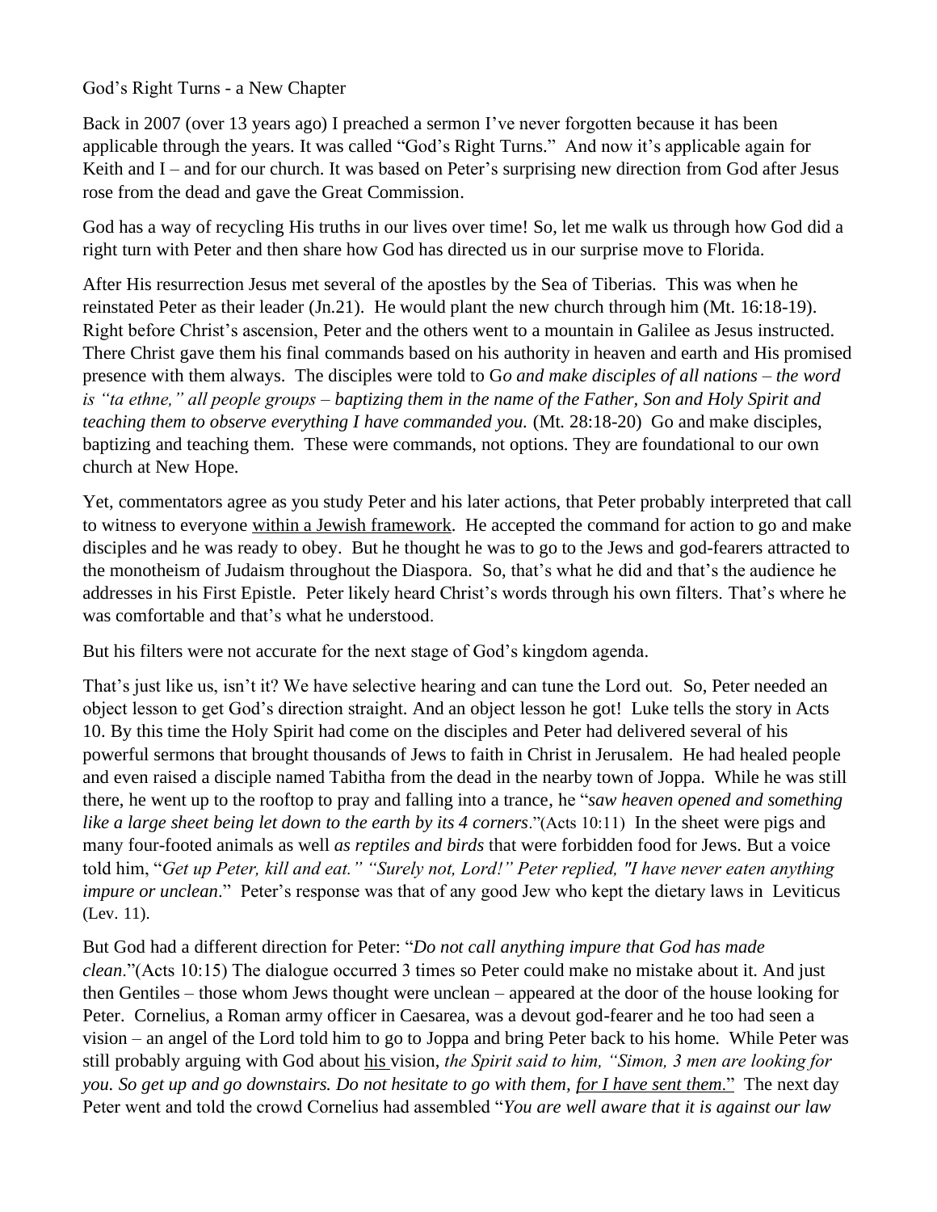God's Right Turns - a New Chapter

Back in 2007 (over 13 years ago) I preached a sermon I've never forgotten because it has been applicable through the years. It was called "God's Right Turns." And now it's applicable again for Keith and I – and for our church. It was based on Peter's surprising new direction from God after Jesus rose from the dead and gave the Great Commission.

God has a way of recycling His truths in our lives over time! So, let me walk us through how God did a right turn with Peter and then share how God has directed us in our surprise move to Florida.

After His resurrection Jesus met several of the apostles by the Sea of Tiberias. This was when he reinstated Peter as their leader (Jn.21). He would plant the new church through him (Mt. 16:18-19). Right before Christ's ascension, Peter and the others went to a mountain in Galilee as Jesus instructed. There Christ gave them his final commands based on his authority in heaven and earth and His promised presence with them always. The disciples were told to G*o and make disciples of all nations – the word is "ta ethne," all people groups – baptizing them in the name of the Father, Son and Holy Spirit and teaching them to observe everything I have commanded you.* (Mt. 28:18-20) Go and make disciples, baptizing and teaching them. These were commands, not options. They are foundational to our own church at New Hope.

Yet, commentators agree as you study Peter and his later actions, that Peter probably interpreted that call to witness to everyone <u>within a Jewish framework</u>. He accepted the command for action to go and make disciples and he was ready to obey. But he thought he was to go to the Jews and god-fearers attracted to the monotheism of Judaism throughout the Diaspora. So, that's what he did and that's the audience he addresses in his First Epistle. Peter likely heard Christ's words through his own filters. That's where he was comfortable and that's what he understood.

But his filters were not accurate for the next stage of God's kingdom agenda.

That's just like us, isn't it? We have selective hearing and can tune the Lord out. So, Peter needed an object lesson to get God's direction straight. And an object lesson he got! Luke tells the story in Acts 10. By this time the Holy Spirit had come on the disciples and Peter had delivered several of his powerful sermons that brought thousands of Jews to faith in Christ in Jerusalem. He had healed people and even raised a disciple named Tabitha from the dead in the nearby town of Joppa. While he was still there, he went up to the rooftop to pray and falling into a trance, he "*saw heaven opened and something like a large sheet being let down to the earth by its 4 corners*."(Acts 10:11) In the sheet were pigs and many four-footed animals as well *as reptiles and birds* that were forbidden food for Jews. But a voice told him, "*Get up Peter, kill and eat." "Surely not, Lord!" Peter replied, "I have never eaten anything impure or unclean*." Peter's response was that of any good Jew who kept the dietary laws in Leviticus (Lev. 11).

But God had a different direction for Peter: "*Do not call anything impure that God has made clean*."(Acts 10:15) The dialogue occurred 3 times so Peter could make no mistake about it. And just then Gentiles – those whom Jews thought were unclean – appeared at the door of the house looking for Peter. Cornelius, a Roman army officer in Caesarea, was a devout god-fearer and he too had seen a vision – an angel of the Lord told him to go to Joppa and bring Peter back to his home. While Peter was still probably arguing with God about <u>his</u> vision, *the Spirit said to him, "Simon, 3 men are looking for you. So get up and go downstairs. Do not hesitate to go with them, <u>for I have sent them.</u>"* The next day Peter went and told the crowd Cornelius had assembled "*You are well aware that it is against our law*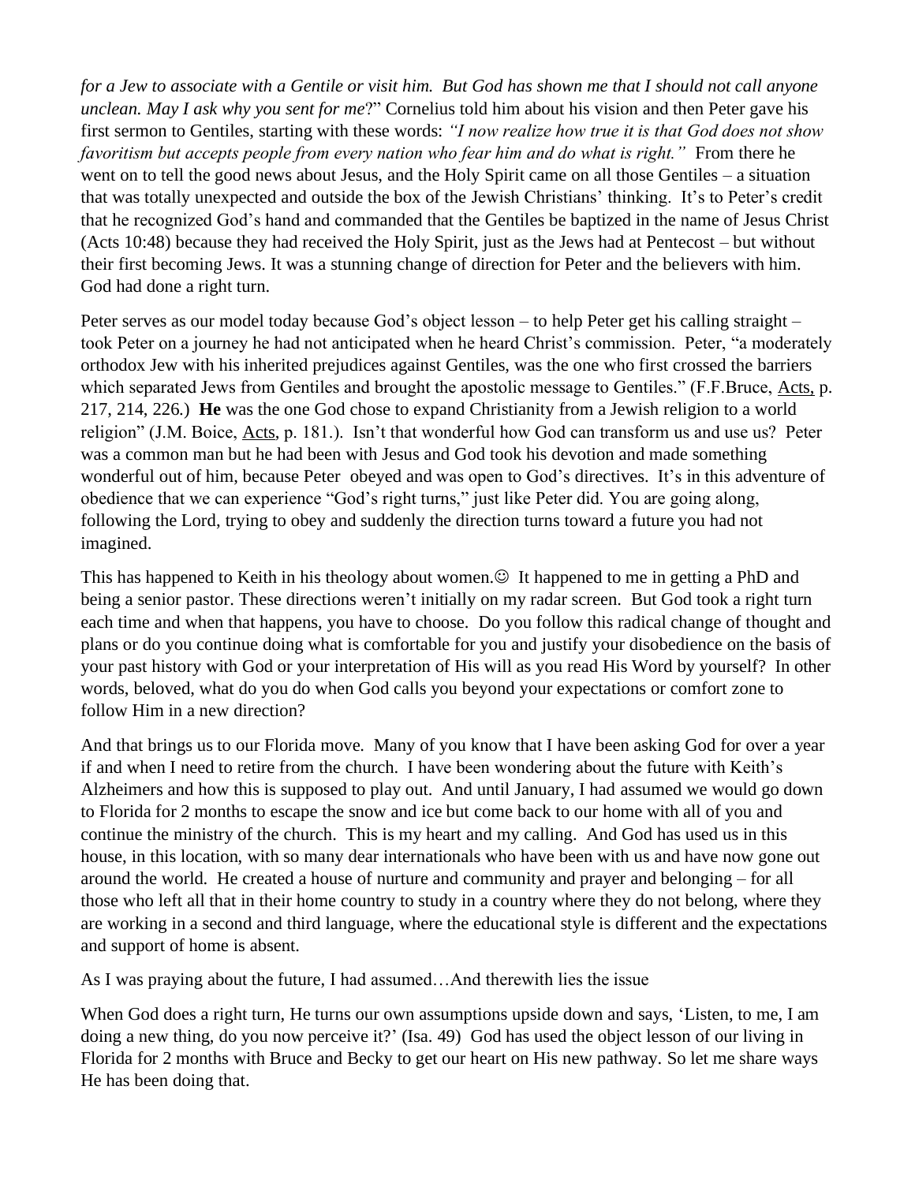*for a Jew to associate with a Gentile or visit him. But God has shown me that I should not call anyone unclean. May I ask why you sent for me*?" Cornelius told him about his vision and then Peter gave his first sermon to Gentiles, starting with these words: *"I now realize how true it is that God does not show favoritism but accepts people from every nation who fear him and do what is right."* From there he went on to tell the good news about Jesus, and the Holy Spirit came on all those Gentiles – a situation that was totally unexpected and outside the box of the Jewish Christians' thinking. It's to Peter's credit that he recognized God's hand and commanded that the Gentiles be baptized in the name of Jesus Christ (Acts 10:48) because they had received the Holy Spirit, just as the Jews had at Pentecost – but without their first becoming Jews. It was a stunning change of direction for Peter and the believers with him. God had done a right turn.

Peter serves as our model today because God's object lesson – to help Peter get his calling straight – took Peter on a journey he had not anticipated when he heard Christ's commission. Peter, "a moderately orthodox Jew with his inherited prejudices against Gentiles, was the one who first crossed the barriers which separated Jews from Gentiles and brought the apostolic message to Gentiles." (F.F.Bruce, Acts, p. 217, 214, 226.) **He** was the one God chose to expand Christianity from a Jewish religion to a world religion" (J.M. Boice, Acts, p. 181.). Isn't that wonderful how God can transform us and use us? Peter was a common man but he had been with Jesus and God took his devotion and made something wonderful out of him, because Peter obeyed and was open to God's directives. It's in this adventure of obedience that we can experience "God's right turns," just like Peter did. You are going along, following the Lord, trying to obey and suddenly the direction turns toward a future you had not imagined.

This has happened to Keith in his theology about women.☺ It happened to me in getting a PhD and being a senior pastor. These directions weren't initially on my radar screen. But God took a right turn each time and when that happens, you have to choose. Do you follow this radical change of thought and plans or do you continue doing what is comfortable for you and justify your disobedience on the basis of your past history with God or your interpretation of His will as you read His Word by yourself? In other words, beloved, what do you do when God calls you beyond your expectations or comfort zone to follow Him in a new direction?

And that brings us to our Florida move. Many of you know that I have been asking God for over a year if and when I need to retire from the church. I have been wondering about the future with Keith's Alzheimers and how this is supposed to play out. And until January, I had assumed we would go down to Florida for 2 months to escape the snow and ice but come back to our home with all of you and continue the ministry of the church. This is my heart and my calling. And God has used us in this house, in this location, with so many dear internationals who have been with us and have now gone out around the world. He created a house of nurture and community and prayer and belonging – for all those who left all that in their home country to study in a country where they do not belong, where they are working in a second and third language, where the educational style is different and the expectations and support of home is absent.

As I was praying about the future, I had assumed…And therewith lies the issue

When God does a right turn, He turns our own assumptions upside down and says, 'Listen, to me, I am doing a new thing, do you now perceive it?' (Isa. 49) God has used the object lesson of our living in Florida for 2 months with Bruce and Becky to get our heart on His new pathway. So let me share ways He has been doing that.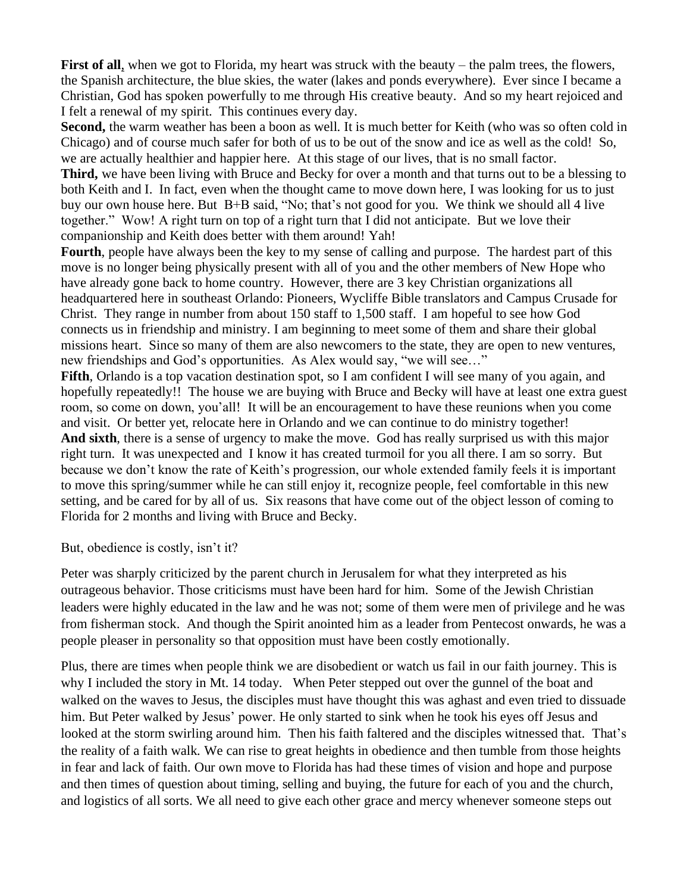**First of all**, when we got to Florida, my heart was struck with the beauty – the palm trees, the flowers, the Spanish architecture, the blue skies, the water (lakes and ponds everywhere). Ever since I became a Christian, God has spoken powerfully to me through His creative beauty. And so my heart rejoiced and I felt a renewal of my spirit. This continues every day.

**Second,** the warm weather has been a boon as well. It is much better for Keith (who was so often cold in Chicago) and of course much safer for both of us to be out of the snow and ice as well as the cold! So, we are actually healthier and happier here. At this stage of our lives, that is no small factor.

**Third,** we have been living with Bruce and Becky for over a month and that turns out to be a blessing to both Keith and I. In fact, even when the thought came to move down here, I was looking for us to just buy our own house here. But B+B said, "No; that's not good for you. We think we should all 4 live together." Wow! A right turn on top of a right turn that I did not anticipate. But we love their companionship and Keith does better with them around! Yah!

**Fourth**, people have always been the key to my sense of calling and purpose. The hardest part of this move is no longer being physically present with all of you and the other members of New Hope who have already gone back to home country. However, there are 3 key Christian organizations all headquartered here in southeast Orlando: Pioneers, Wycliffe Bible translators and Campus Crusade for Christ. They range in number from about 150 staff to 1,500 staff. I am hopeful to see how God connects us in friendship and ministry. I am beginning to meet some of them and share their global missions heart. Since so many of them are also newcomers to the state, they are open to new ventures, new friendships and God's opportunities. As Alex would say, "we will see…"

**Fifth**, Orlando is a top vacation destination spot, so I am confident I will see many of you again, and hopefully repeatedly!! The house we are buying with Bruce and Becky will have at least one extra guest room, so come on down, you'all! It will be an encouragement to have these reunions when you come and visit. Or better yet, relocate here in Orlando and we can continue to do ministry together!

**And sixth**, there is a sense of urgency to make the move. God has really surprised us with this major right turn. It was unexpected and I know it has created turmoil for you all there. I am so sorry. But because we don't know the rate of Keith's progression, our whole extended family feels it is important to move this spring/summer while he can still enjoy it, recognize people, feel comfortable in this new setting, and be cared for by all of us. Six reasons that have come out of the object lesson of coming to Florida for 2 months and living with Bruce and Becky.

But, obedience is costly, isn't it?

Peter was sharply criticized by the parent church in Jerusalem for what they interpreted as his outrageous behavior. Those criticisms must have been hard for him. Some of the Jewish Christian leaders were highly educated in the law and he was not; some of them were men of privilege and he was from fisherman stock. And though the Spirit anointed him as a leader from Pentecost onwards, he was a people pleaser in personality so that opposition must have been costly emotionally.

Plus, there are times when people think we are disobedient or watch us fail in our faith journey. This is why I included the story in Mt. 14 today. When Peter stepped out over the gunnel of the boat and walked on the waves to Jesus, the disciples must have thought this was aghast and even tried to dissuade him. But Peter walked by Jesus' power. He only started to sink when he took his eyes off Jesus and looked at the storm swirling around him. Then his faith faltered and the disciples witnessed that. That's the reality of a faith walk. We can rise to great heights in obedience and then tumble from those heights in fear and lack of faith. Our own move to Florida has had these times of vision and hope and purpose and then times of question about timing, selling and buying, the future for each of you and the church, and logistics of all sorts. We all need to give each other grace and mercy whenever someone steps out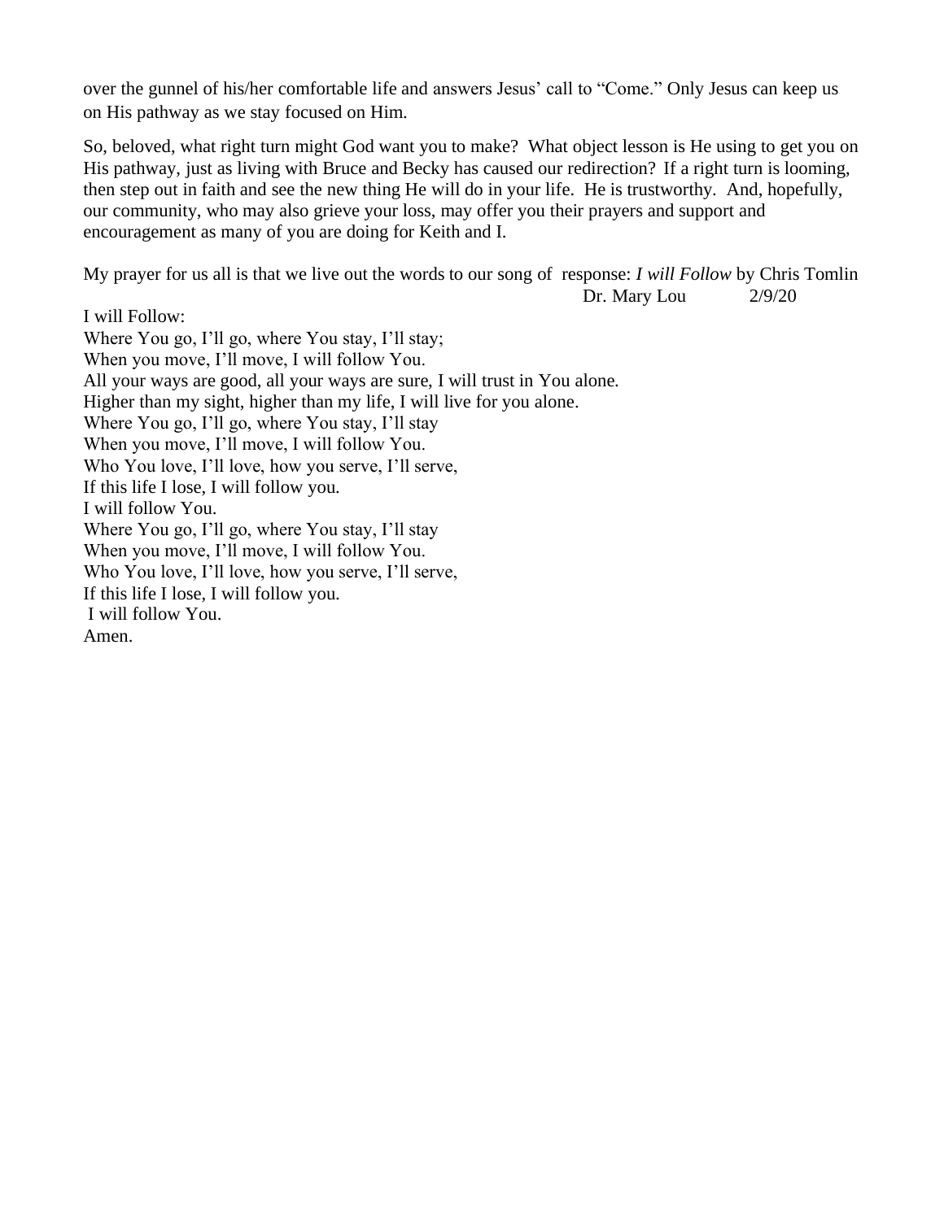over the gunnel of his/her comfortable life and answers Jesus' call to "Come." Only Jesus can keep us on His pathway as we stay focused on Him.

So, beloved, what right turn might God want you to make? What object lesson is He using to get you on His pathway, just as living with Bruce and Becky has caused our redirection? If a right turn is looming, then step out in faith and see the new thing He will do in your life. He is trustworthy. And, hopefully, our community, who may also grieve your loss, may offer you their prayers and support and encouragement as many of you are doing for Keith and I.

My prayer for us all is that we live out the words to our song of response: *I will Follow* by Chris Tomlin

Dr. Mary Lou 2/9/20

I will Follow:
Where You go, I'll go, where You stay, I'll stay;
When you move, I'll move, I will follow You.
All your ways are good, all your ways are sure, I will trust in You alone.
Higher than my sight, higher than my life, I will live for you alone.
Where You go, I'll go, where You stay, I'll stay
When you move, I'll move, I will follow You.
Who You love, I'll love, how you serve, I'll serve,
If this life I lose, I will follow you.
I will follow You.
Where You go, I'll go, where You stay, I'll stay
When you move, I'll move, I will follow You.
Who You love, I'll love, how you serve, I'll serve,
If this life I lose, I will follow you.
I will follow You.
Amen.